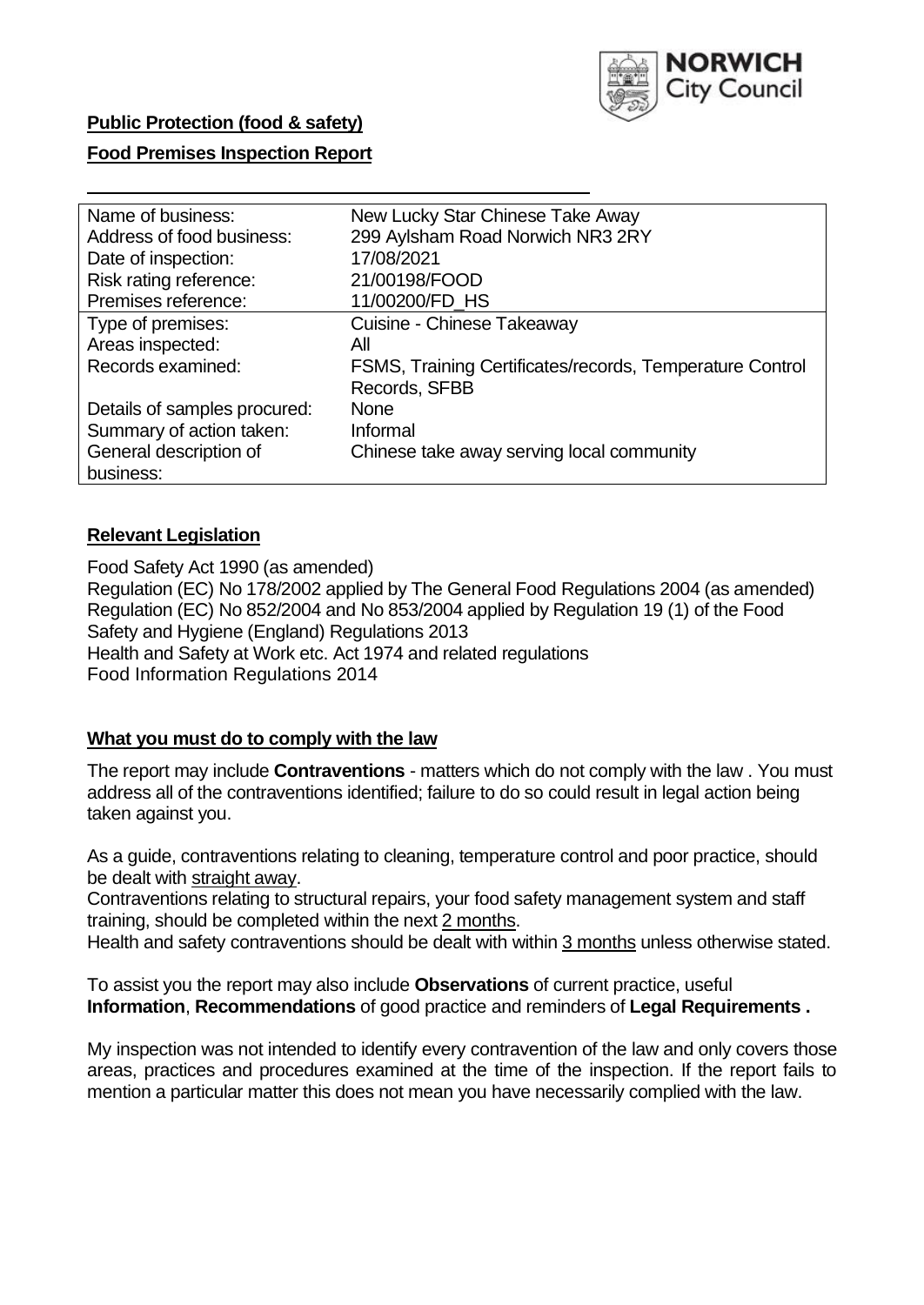**Public Protection (food & safety)**

**Food Premises Inspection Report**

| Name of business: | New Lucky Star Chinese Take Away |
|---|---|
| Address of food business: | 299 Aylsham Road Norwich NR3 2RY |
| Date of inspection: | 17/08/2021 |
| Risk rating reference: | 21/00198/FOOD |
| Premises reference: | 11/00200/FD_HS |
| Type of premises: | Cuisine - Chinese Takeaway |
| Areas inspected: | All |
| Records examined: | FSMS, Training Certificates/records, Temperature Control Records, SFBB |
| Details of samples procured: | None |
| Summary of action taken: | Informal |
| General description of business: | Chinese take away serving local community |

## **Relevant Legislation**

Food Safety Act 1990 (as amended)
Regulation (EC) No 178/2002 applied by The General Food Regulations 2004 (as amended)
Regulation (EC) No 852/2004 and No 853/2004 applied by Regulation 19 (1) of the Food Safety and Hygiene (England) Regulations 2013
Health and Safety at Work etc. Act 1974 and related regulations
Food Information Regulations 2014

## **What you must do to comply with the law**

The report may include **Contraventions** - matters which do not comply with the law . You must address all of the contraventions identified; failure to do so could result in legal action being taken against you.

As a guide, contraventions relating to cleaning, temperature control and poor practice, should be dealt with straight away.
Contraventions relating to structural repairs, your food safety management system and staff training, should be completed within the next 2 months.
Health and safety contraventions should be dealt with within 3 months unless otherwise stated.

To assist you the report may also include **Observations** of current practice, useful **Information**, **Recommendations** of good practice and reminders of **Legal Requirements .**

My inspection was not intended to identify every contravention of the law and only covers those areas, practices and procedures examined at the time of the inspection. If the report fails to mention a particular matter this does not mean you have necessarily complied with the law.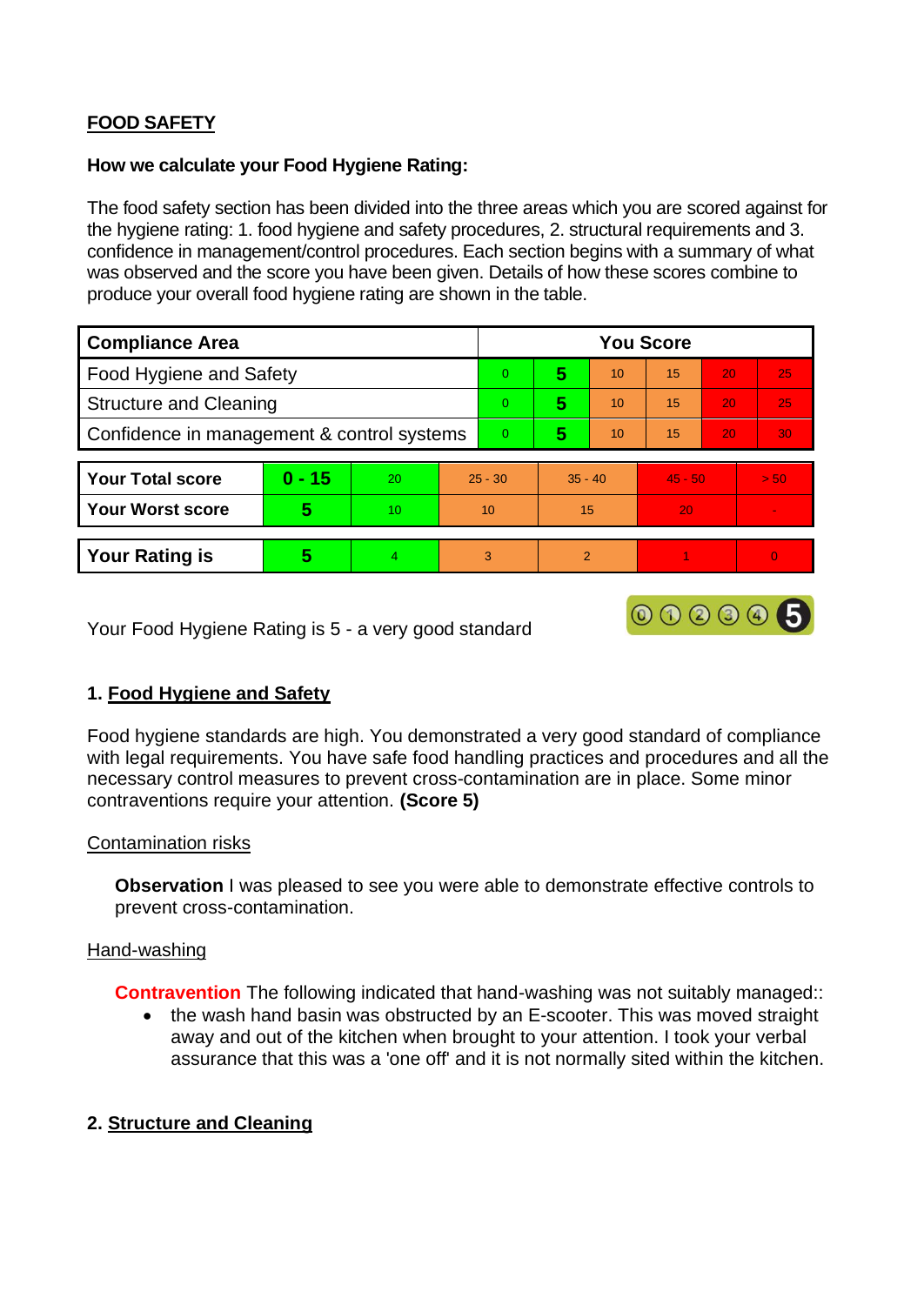## FOOD SAFETY

**How we calculate your Food Hygiene Rating:**

The food safety section has been divided into the three areas which you are scored against for the hygiene rating: 1. food hygiene and safety procedures, 2. structural requirements and 3. confidence in management/control procedures. Each section begins with a summary of what was observed and the score you have been given. Details of how these scores combine to produce your overall food hygiene rating are shown in the table.

| Compliance Area | You Score | | | | | |
|---|---|---|---|---|---|---|
| Food Hygiene and Safety | 0 | **5** | 10 | 15 | 20 | 25 |
| Structure and Cleaning | 0 | **5** | 10 | 15 | 20 | 25 |
| Confidence in management & control systems | 0 | **5** | 10 | 15 | 20 | 30 |

| | | | | | | |
|---|---|---|---|---|---|---|
| **Your Total score** | **0 - 15** | 20 | 25 - 30 | 35 - 40 | 45 - 50 | > 50 |
| **Your Worst score** | **5** | 10 | 10 | 15 | 20 | - |
| **Your Rating is** | **5** | 4 | 3 | 2 | 1 | 0 |

Your Food Hygiene Rating is 5 - a very good standard

### 1. Food Hygiene and Safety

Food hygiene standards are high. You demonstrated a very good standard of compliance with legal requirements. You have safe food handling practices and procedures and all the necessary control measures to prevent cross-contamination are in place. Some minor contraventions require your attention. **(Score 5)**

Contamination risks

**Observation** I was pleased to see you were able to demonstrate effective controls to prevent cross-contamination.

Hand-washing

**Contravention** The following indicated that hand-washing was not suitably managed::

- the wash hand basin was obstructed by an E-scooter. This was moved straight away and out of the kitchen when brought to your attention. I took your verbal assurance that this was a 'one off' and it is not normally sited within the kitchen.

### 2. Structure and Cleaning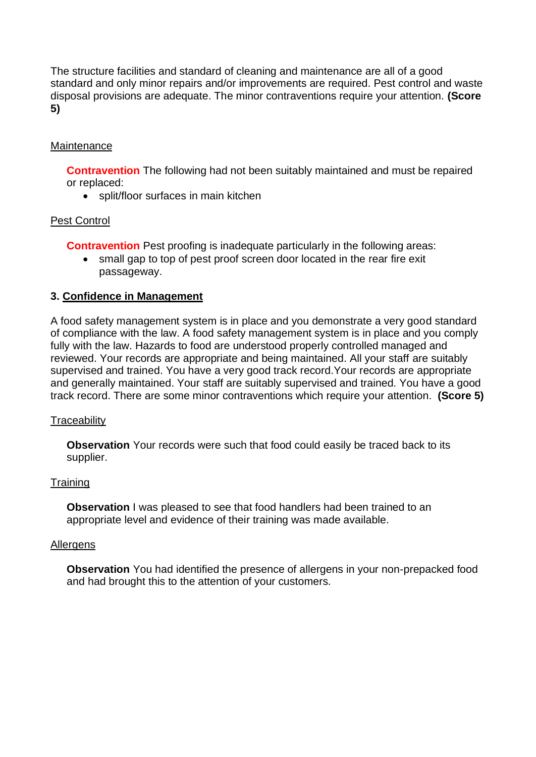The structure facilities and standard of cleaning and maintenance are all of a good standard and only minor repairs and/or improvements are required. Pest control and waste disposal provisions are adequate. The minor contraventions require your attention. **(Score 5)**

Maintenance

**Contravention** The following had not been suitably maintained and must be repaired or replaced:

- split/floor surfaces in main kitchen

Pest Control

**Contravention** Pest proofing is inadequate particularly in the following areas:

- small gap to top of pest proof screen door located in the rear fire exit passageway.

### 3. Confidence in Management

A food safety management system is in place and you demonstrate a very good standard of compliance with the law. A food safety management system is in place and you comply fully with the law. Hazards to food are understood properly controlled managed and reviewed. Your records are appropriate and being maintained. All your staff are suitably supervised and trained. You have a very good track record.Your records are appropriate and generally maintained. Your staff are suitably supervised and trained. You have a good track record. There are some minor contraventions which require your attention. **(Score 5)**

Traceability

**Observation** Your records were such that food could easily be traced back to its supplier.

Training

**Observation** I was pleased to see that food handlers had been trained to an appropriate level and evidence of their training was made available.

Allergens

**Observation** You had identified the presence of allergens in your non-prepacked food and had brought this to the attention of your customers.